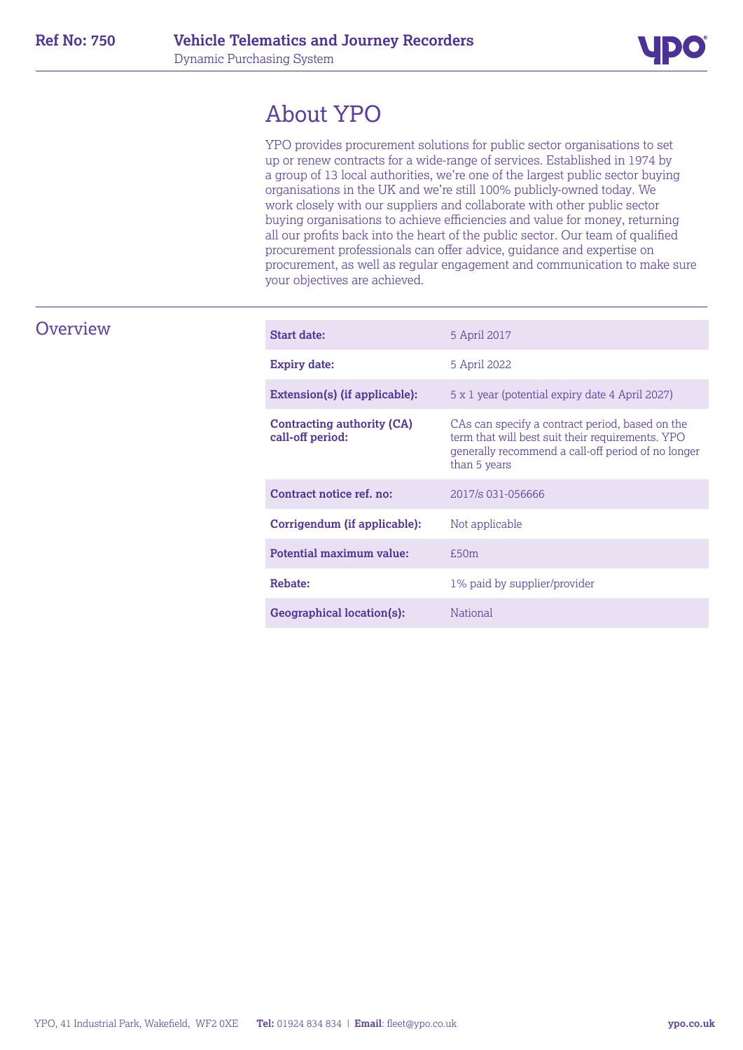Ref No: 750

# Vehicle Telematics and Journey Recorders

Dynamic Purchasing System

## About YPO

YPO provides procurement solutions for public sector organisations to set up or renew contracts for a wide-range of services. Established in 1974 by a group of 13 local authorities, we're one of the largest public sector buying organisations in the UK and we're still 100% publicly-owned today. We work closely with our suppliers and collaborate with other public sector buying organisations to achieve efficiencies and value for money, returning all our profits back into the heart of the public sector. Our team of qualified procurement professionals can offer advice, guidance and expertise on procurement, as well as regular engagement and communication to make sure your objectives are achieved.

## Overview

| | |
|---|---|
| **Start date:** | 5 April 2017 |
| **Expiry date:** | 5 April 2022 |
| **Extension(s) (if applicable):** | 5 x 1 year (potential expiry date 4 April 2027) |
| **Contracting authority (CA) call-off period:** | CAs can specify a contract period, based on the term that will best suit their requirements. YPO generally recommend a call-off period of no longer than 5 years |
| **Contract notice ref. no:** | 2017/s 031-056666 |
| **Corrigendum (if applicable):** | Not applicable |
| **Potential maximum value:** | £50m |
| **Rebate:** | 1% paid by supplier/provider |
| **Geographical location(s):** | National |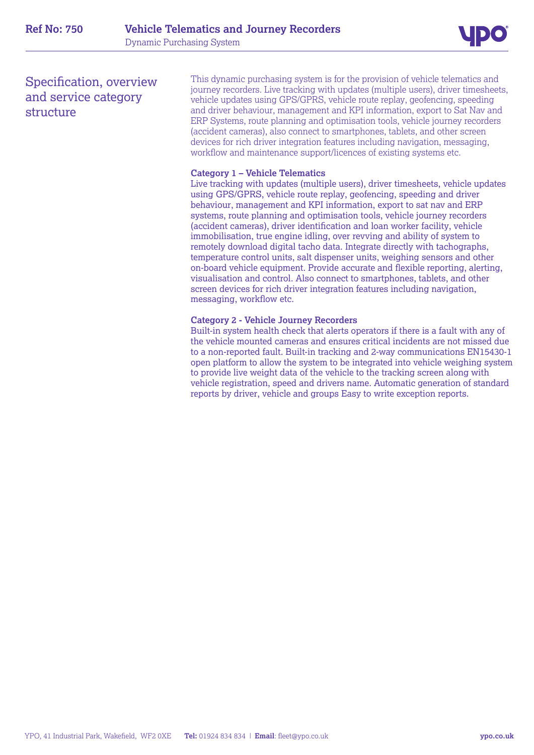## Specification, overview and service category structure

This dynamic purchasing system is for the provision of vehicle telematics and journey recorders. Live tracking with updates (multiple users), driver timesheets, vehicle updates using GPS/GPRS, vehicle route replay, geofencing, speeding and driver behaviour, management and KPI information, export to Sat Nav and ERP Systems, route planning and optimisation tools, vehicle journey recorders (accident cameras), also connect to smartphones, tablets, and other screen devices for rich driver integration features including navigation, messaging, workflow and maintenance support/licences of existing systems etc.

**Category 1 – Vehicle Telematics**

Live tracking with updates (multiple users), driver timesheets, vehicle updates using GPS/GPRS, vehicle route replay, geofencing, speeding and driver behaviour, management and KPI information, export to sat nav and ERP systems, route planning and optimisation tools, vehicle journey recorders (accident cameras), driver identification and loan worker facility, vehicle immobilisation, true engine idling, over revving and ability of system to remotely download digital tacho data. Integrate directly with tachographs, temperature control units, salt dispenser units, weighing sensors and other on-board vehicle equipment. Provide accurate and flexible reporting, alerting, visualisation and control. Also connect to smartphones, tablets, and other screen devices for rich driver integration features including navigation, messaging, workflow etc.

**Category 2 - Vehicle Journey Recorders**

Built-in system health check that alerts operators if there is a fault with any of the vehicle mounted cameras and ensures critical incidents are not missed due to a non-reported fault. Built-in tracking and 2-way communications EN15430-1 open platform to allow the system to be integrated into vehicle weighing system to provide live weight data of the vehicle to the tracking screen along with vehicle registration, speed and drivers name. Automatic generation of standard reports by driver, vehicle and groups Easy to write exception reports.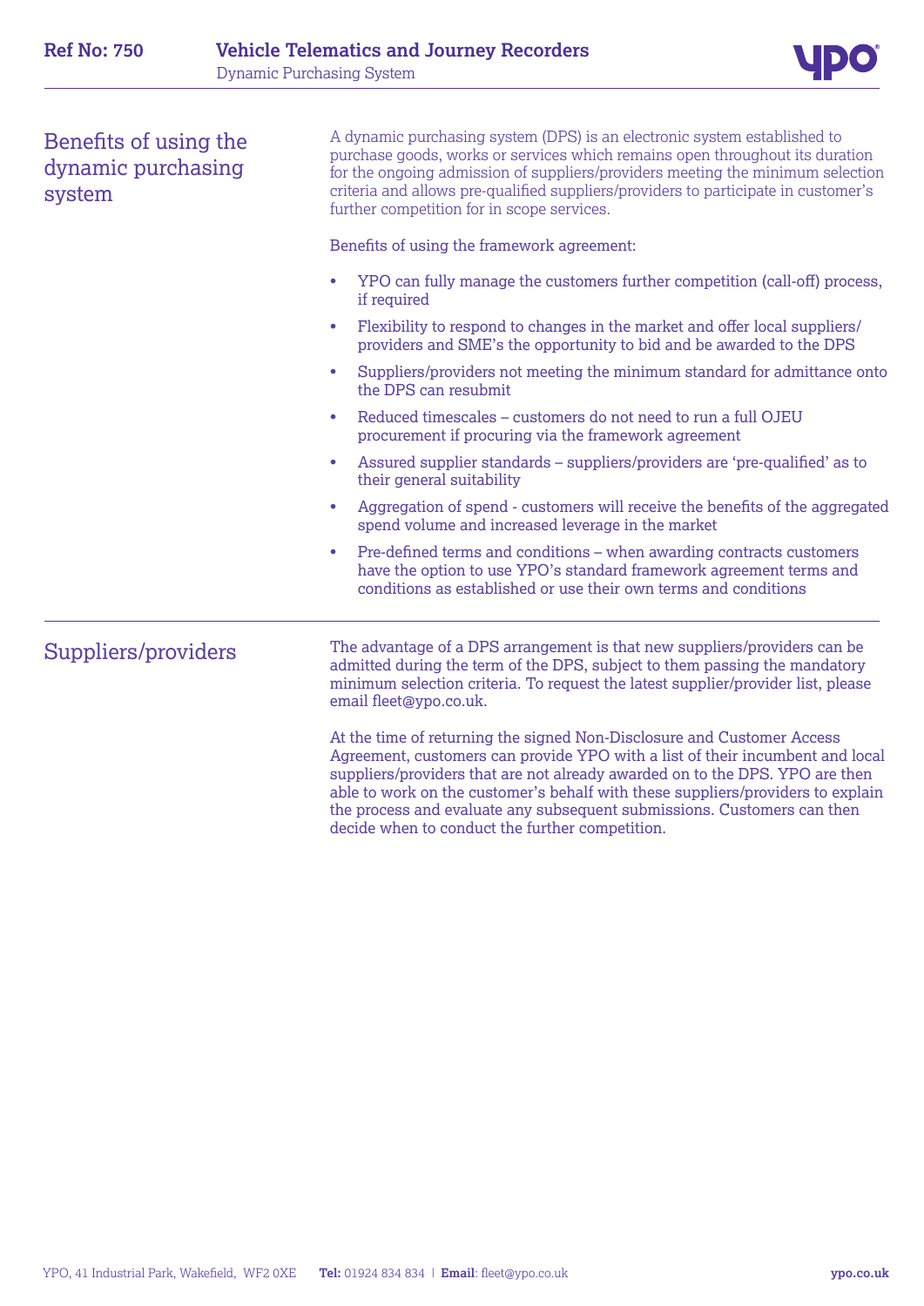## Benefits of using the dynamic purchasing system

A dynamic purchasing system (DPS) is an electronic system established to purchase goods, works or services which remains open throughout its duration for the ongoing admission of suppliers/providers meeting the minimum selection criteria and allows pre-qualified suppliers/providers to participate in customer's further competition for in scope services.

Benefits of using the framework agreement:

- YPO can fully manage the customers further competition (call-off) process, if required
- Flexibility to respond to changes in the market and offer local suppliers/ providers and SME's the opportunity to bid and be awarded to the DPS
- Suppliers/providers not meeting the minimum standard for admittance onto the DPS can resubmit
- Reduced timescales – customers do not need to run a full OJEU procurement if procuring via the framework agreement
- Assured supplier standards – suppliers/providers are 'pre-qualified' as to their general suitability
- Aggregation of spend - customers will receive the benefits of the aggregated spend volume and increased leverage in the market
- Pre-defined terms and conditions – when awarding contracts customers have the option to use YPO's standard framework agreement terms and conditions as established or use their own terms and conditions

## Suppliers/providers

The advantage of a DPS arrangement is that new suppliers/providers can be admitted during the term of the DPS, subject to them passing the mandatory minimum selection criteria. To request the latest supplier/provider list, please email fleet@ypo.co.uk.

At the time of returning the signed Non-Disclosure and Customer Access Agreement, customers can provide YPO with a list of their incumbent and local suppliers/providers that are not already awarded on to the DPS. YPO are then able to work on the customer's behalf with these suppliers/providers to explain the process and evaluate any subsequent submissions. Customers can then decide when to conduct the further competition.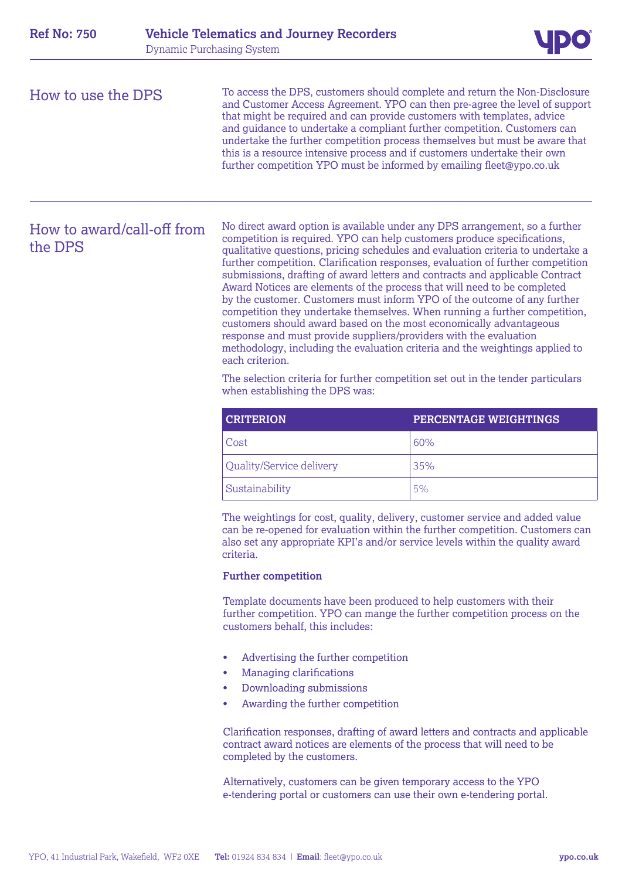## How to use the DPS

To access the DPS, customers should complete and return the Non-Disclosure and Customer Access Agreement. YPO can then pre-agree the level of support that might be required and can provide customers with templates, advice and guidance to undertake a compliant further competition. Customers can undertake the further competition process themselves but must be aware that this is a resource intensive process and if customers undertake their own further competition YPO must be informed by emailing fleet@ypo.co.uk

## How to award/call-off from the DPS

No direct award option is available under any DPS arrangement, so a further competition is required. YPO can help customers produce specifications, qualitative questions, pricing schedules and evaluation criteria to undertake a further competition. Clarification responses, evaluation of further competition submissions, drafting of award letters and contracts and applicable Contract Award Notices are elements of the process that will need to be completed by the customer. Customers must inform YPO of the outcome of any further competition they undertake themselves. When running a further competition, customers should award based on the most economically advantageous response and must provide suppliers/providers with the evaluation methodology, including the evaluation criteria and the weightings applied to each criterion.

The selection criteria for further competition set out in the tender particulars when establishing the DPS was:

| CRITERION | PERCENTAGE WEIGHTINGS |
|---|---|
| Cost | 60% |
| Quality/Service delivery | 35% |
| Sustainability | 5% |

The weightings for cost, quality, delivery, customer service and added value can be re-opened for evaluation within the further competition. Customers can also set any appropriate KPI's and/or service levels within the quality award criteria.

**Further competition**

Template documents have been produced to help customers with their further competition. YPO can mange the further competition process on the customers behalf, this includes:

- Advertising the further competition
- Managing clarifications
- Downloading submissions
- Awarding the further competition

Clarification responses, drafting of award letters and contracts and applicable contract award notices are elements of the process that will need to be completed by the customers.

Alternatively, customers can be given temporary access to the YPO e-tendering portal or customers can use their own e-tendering portal.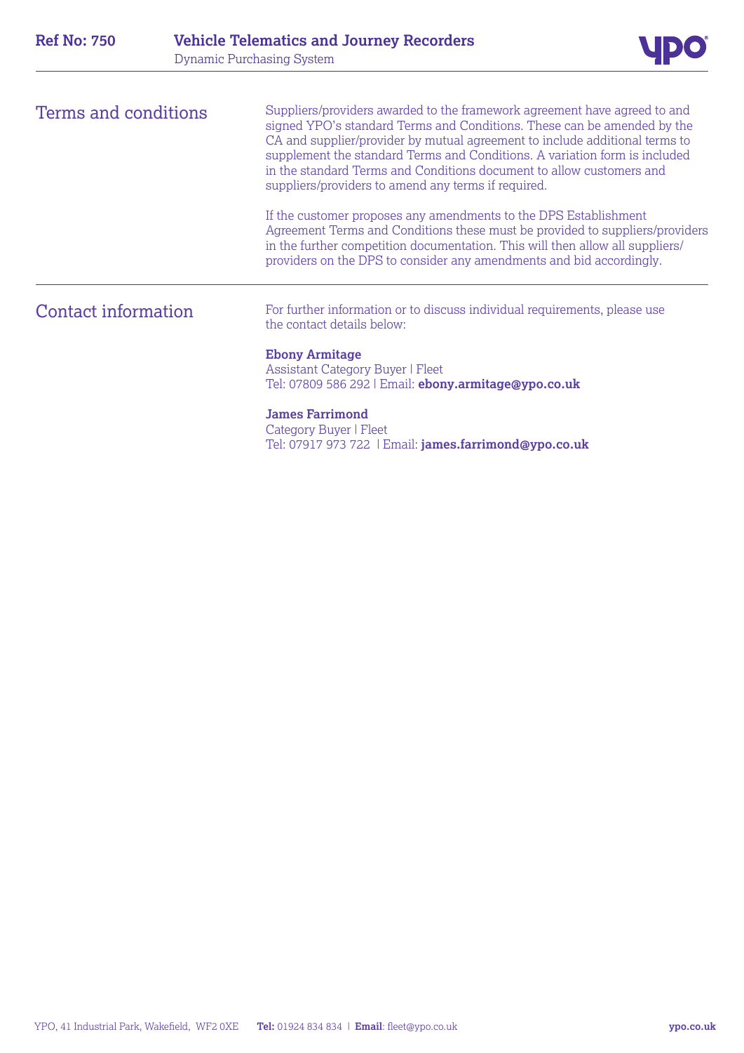## Terms and conditions

Suppliers/providers awarded to the framework agreement have agreed to and signed YPO's standard Terms and Conditions. These can be amended by the CA and supplier/provider by mutual agreement to include additional terms to supplement the standard Terms and Conditions. A variation form is included in the standard Terms and Conditions document to allow customers and suppliers/providers to amend any terms if required.

If the customer proposes any amendments to the DPS Establishment Agreement Terms and Conditions these must be provided to suppliers/providers in the further competition documentation. This will then allow all suppliers/providers on the DPS to consider any amendments and bid accordingly.

## Contact information

For further information or to discuss individual requirements, please use the contact details below:

**Ebony Armitage**
Assistant Category Buyer | Fleet
Tel: 07809 586 292 | Email: **ebony.armitage@ypo.co.uk**

**James Farrimond**
Category Buyer | Fleet
Tel: 07917 973 722 | Email: **james.farrimond@ypo.co.uk**